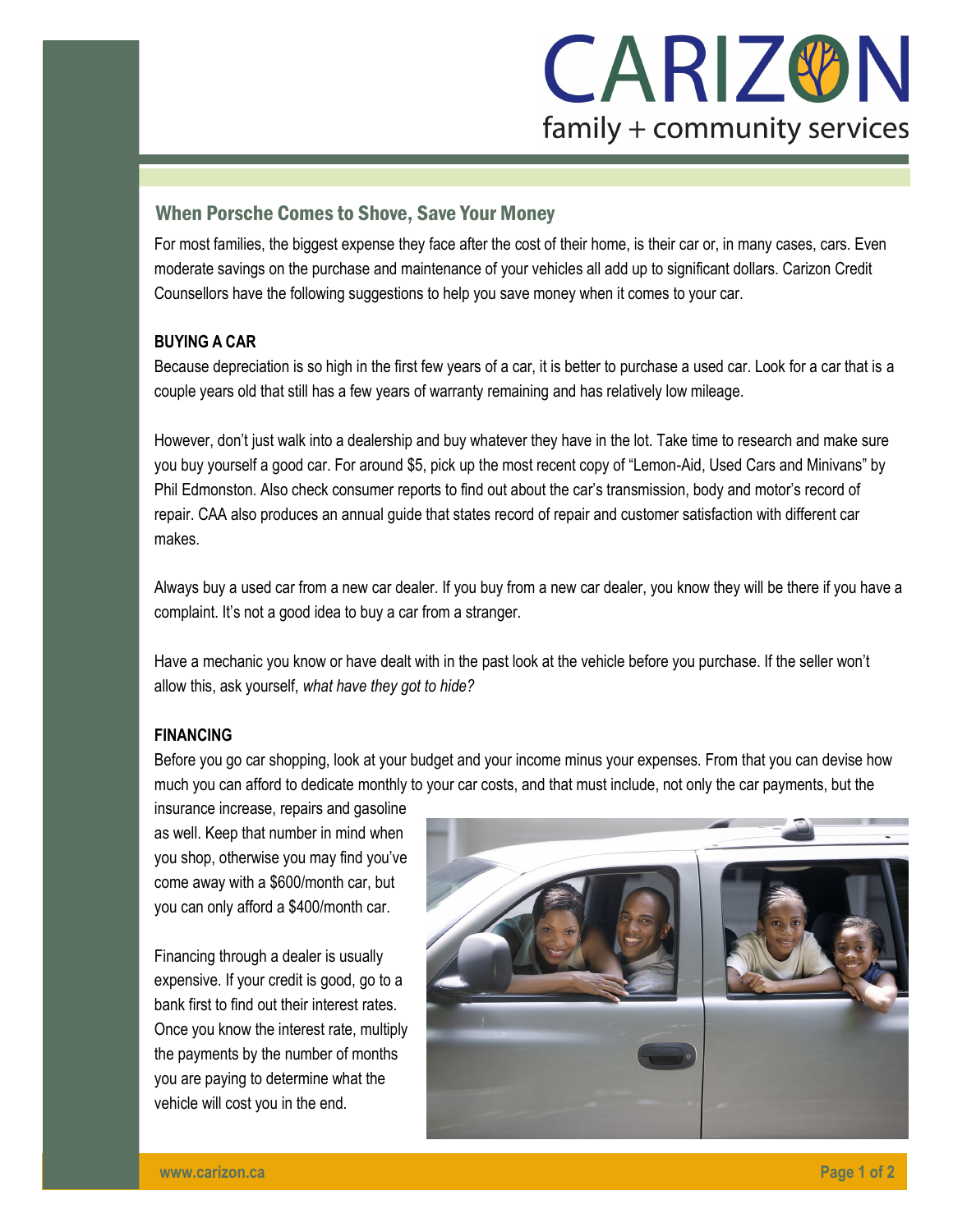## When Porsche Comes to Shove, Save Your Money

For most families, the biggest expense they face after the cost of their home, is their car or, in many cases, cars. Even moderate savings on the purchase and maintenance of your vehicles all add up to significant dollars. Carizon Credit Counsellors have the following suggestions to help you save money when it comes to your car.

### BUYING A CAR

Because depreciation is so high in the first few years of a car, it is better to purchase a used car. Look for a car that is a couple years old that still has a few years of warranty remaining and has relatively low mileage.

However, don't just walk into a dealership and buy whatever they have in the lot. Take time to research and make sure you buy yourself a good car. For around $5, pick up the most recent copy of "Lemon-Aid, Used Cars and Minivans" by Phil Edmonston. Also check consumer reports to find out about the car's transmission, body and motor's record of repair. CAA also produces an annual guide that states record of repair and customer satisfaction with different car makes.

Always buy a used car from a new car dealer. If you buy from a new car dealer, you know they will be there if you have a complaint. It's not a good idea to buy a car from a stranger.

Have a mechanic you know or have dealt with in the past look at the vehicle before you purchase. If the seller won't allow this, ask yourself, *what have they got to hide?*

### FINANCING

Before you go car shopping, look at your budget and your income minus your expenses. From that you can devise how much you can afford to dedicate monthly to your car costs, and that must include, not only the car payments, but the insurance increase, repairs and gasoline as well. Keep that number in mind when you shop, otherwise you may find you've come away with a $600/month car, but you can only afford a $400/month car.

Financing through a dealer is usually expensive. If your credit is good, go to a bank first to find out their interest rates. Once you know the interest rate, multiply the payments by the number of months you are paying to determine what the vehicle will cost you in the end.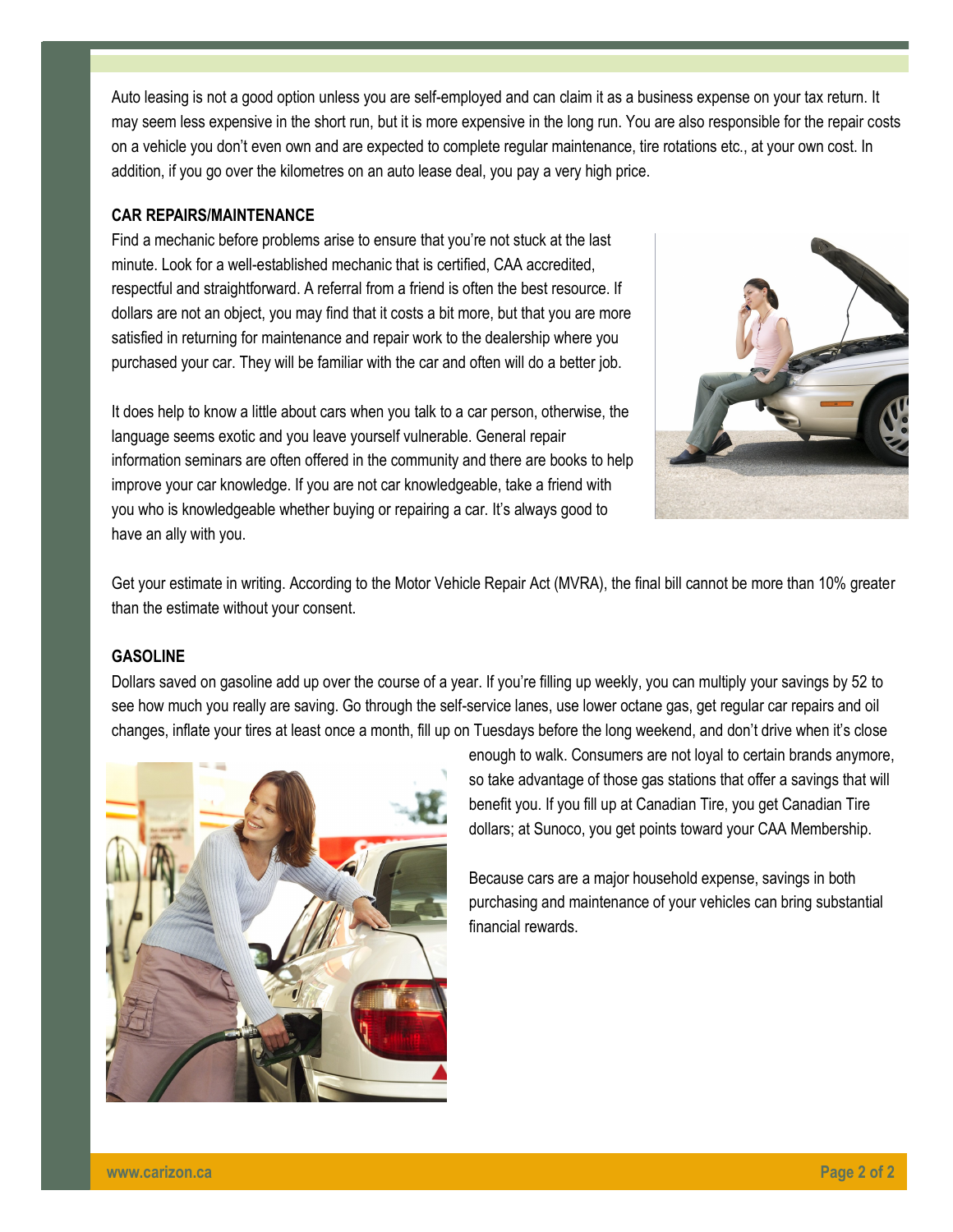Auto leasing is not a good option unless you are self-employed and can claim it as a business expense on your tax return. It may seem less expensive in the short run, but it is more expensive in the long run. You are also responsible for the repair costs on a vehicle you don't even own and are expected to complete regular maintenance, tire rotations etc., at your own cost. In addition, if you go over the kilometres on an auto lease deal, you pay a very high price.

**CAR REPAIRS/MAINTENANCE**

Find a mechanic before problems arise to ensure that you're not stuck at the last minute. Look for a well-established mechanic that is certified, CAA accredited, respectful and straightforward. A referral from a friend is often the best resource. If dollars are not an object, you may find that it costs a bit more, but that you are more satisfied in returning for maintenance and repair work to the dealership where you purchased your car. They will be familiar with the car and often will do a better job.

It does help to know a little about cars when you talk to a car person, otherwise, the language seems exotic and you leave yourself vulnerable. General repair information seminars are often offered in the community and there are books to help improve your car knowledge. If you are not car knowledgeable, take a friend with you who is knowledgeable whether buying or repairing a car. It's always good to have an ally with you.

Get your estimate in writing. According to the Motor Vehicle Repair Act (MVRA), the final bill cannot be more than 10% greater than the estimate without your consent.

**GASOLINE**

Dollars saved on gasoline add up over the course of a year. If you're filling up weekly, you can multiply your savings by 52 to see how much you really are saving. Go through the self-service lanes, use lower octane gas, get regular car repairs and oil changes, inflate your tires at least once a month, fill up on Tuesdays before the long weekend, and don't drive when it's close enough to walk. Consumers are not loyal to certain brands anymore, so take advantage of those gas stations that offer a savings that will benefit you. If you fill up at Canadian Tire, you get Canadian Tire dollars; at Sunoco, you get points toward your CAA Membership.

Because cars are a major household expense, savings in both purchasing and maintenance of your vehicles can bring substantial financial rewards.

www.carizon.ca